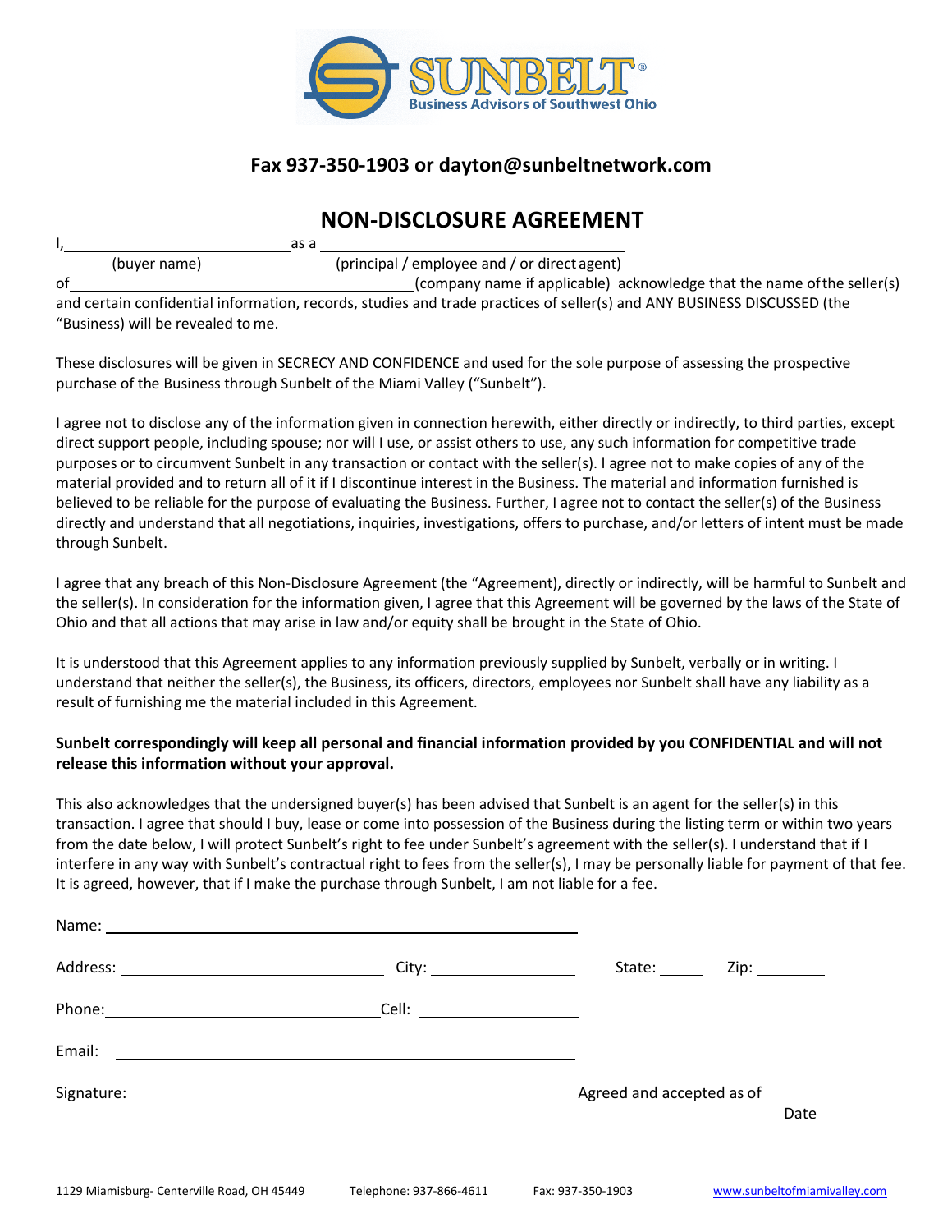**Fax 937-350-1903 or dayton@sunbeltnetwork.com**

# NON-DISCLOSURE AGREEMENT

I, ______________________ as a ______________________
(buyer name) (principal / employee and / or direct agent)

of ______________________ (company name if applicable) acknowledge that the name of the seller(s) and certain confidential information, records, studies and trade practices of seller(s) and ANY BUSINESS DISCUSSED (the "Business) will be revealed to me.

These disclosures will be given in SECRECY AND CONFIDENCE and used for the sole purpose of assessing the prospective purchase of the Business through Sunbelt of the Miami Valley ("Sunbelt").

I agree not to disclose any of the information given in connection herewith, either directly or indirectly, to third parties, except direct support people, including spouse; nor will I use, or assist others to use, any such information for competitive trade purposes or to circumvent Sunbelt in any transaction or contact with the seller(s). I agree not to make copies of any of the material provided and to return all of it if I discontinue interest in the Business. The material and information furnished is believed to be reliable for the purpose of evaluating the Business. Further, I agree not to contact the seller(s) of the Business directly and understand that all negotiations, inquiries, investigations, offers to purchase, and/or letters of intent must be made through Sunbelt.

I agree that any breach of this Non-Disclosure Agreement (the "Agreement), directly or indirectly, will be harmful to Sunbelt and the seller(s). In consideration for the information given, I agree that this Agreement will be governed by the laws of the State of Ohio and that all actions that may arise in law and/or equity shall be brought in the State of Ohio.

It is understood that this Agreement applies to any information previously supplied by Sunbelt, verbally or in writing. I understand that neither the seller(s), the Business, its officers, directors, employees nor Sunbelt shall have any liability as a result of furnishing me the material included in this Agreement.

**Sunbelt correspondingly will keep all personal and financial information provided by you CONFIDENTIAL and will not release this information without your approval.**

This also acknowledges that the undersigned buyer(s) has been advised that Sunbelt is an agent for the seller(s) in this transaction. I agree that should I buy, lease or come into possession of the Business during the listing term or within two years from the date below, I will protect Sunbelt's right to fee under Sunbelt's agreement with the seller(s). I understand that if I interfere in any way with Sunbelt's contractual right to fees from the seller(s), I may be personally liable for payment of that fee. It is agreed, however, that if I make the purchase through Sunbelt, I am not liable for a fee.

Name: ______________________

Address: ______________________ City: ______________________ State: ________ Zip: ________

Phone: ______________________ Cell: ______________________

Email: ______________________

Signature: ______________________ Agreed and accepted as of ____________
Date

1129 Miamisburg- Centerville Road, OH 45449 Telephone: 937-866-4611 Fax: 937-350-1903 www.sunbeltofmiamivalley.com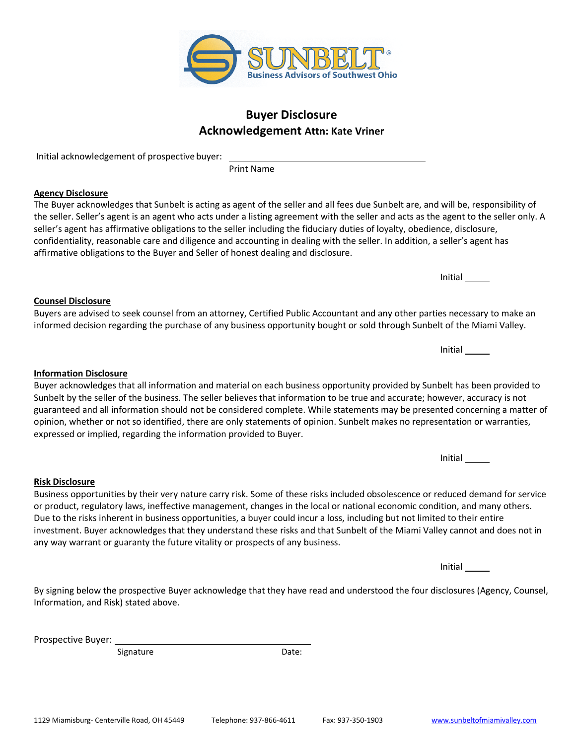SUNBELT®
Business Advisors of Southwest Ohio

# Buyer Disclosure Acknowledgement **Attn: Kate Vriner**

Initial acknowledgement of prospective buyer: ______________________________
Print Name

**Agency Disclosure**

The Buyer acknowledges that Sunbelt is acting as agent of the seller and all fees due Sunbelt are, and will be, responsibility of the seller. Seller's agent is an agent who acts under a listing agreement with the seller and acts as the agent to the seller only. A seller's agent has affirmative obligations to the seller including the fiduciary duties of loyalty, obedience, disclosure, confidentiality, reasonable care and diligence and accounting in dealing with the seller. In addition, a seller's agent has affirmative obligations to the Buyer and Seller of honest dealing and disclosure.

Initial _____

**Counsel Disclosure**

Buyers are advised to seek counsel from an attorney, Certified Public Accountant and any other parties necessary to make an informed decision regarding the purchase of any business opportunity bought or sold through Sunbelt of the Miami Valley.

Initial _____

**Information Disclosure**

Buyer acknowledges that all information and material on each business opportunity provided by Sunbelt has been provided to Sunbelt by the seller of the business. The seller believes that information to be true and accurate; however, accuracy is not guaranteed and all information should not be considered complete. While statements may be presented concerning a matter of opinion, whether or not so identified, there are only statements of opinion. Sunbelt makes no representation or warranties, expressed or implied, regarding the information provided to Buyer.

Initial _____

**Risk Disclosure**

Business opportunities by their very nature carry risk. Some of these risks included obsolescence or reduced demand for service or product, regulatory laws, ineffective management, changes in the local or national economic condition, and many others. Due to the risks inherent in business opportunities, a buyer could incur a loss, including but not limited to their entire investment. Buyer acknowledges that they understand these risks and that Sunbelt of the Miami Valley cannot and does not in any way warrant or guaranty the future vitality or prospects of any business.

Initial _____

By signing below the prospective Buyer acknowledge that they have read and understood the four disclosures (Agency, Counsel, Information, and Risk) stated above.

Prospective Buyer: ______________________________
Signature Date:

1129 Miamisburg- Centerville Road, OH 45449 Telephone: 937-866-4611 Fax: 937-350-1903 www.sunbeltofmiamivalley.com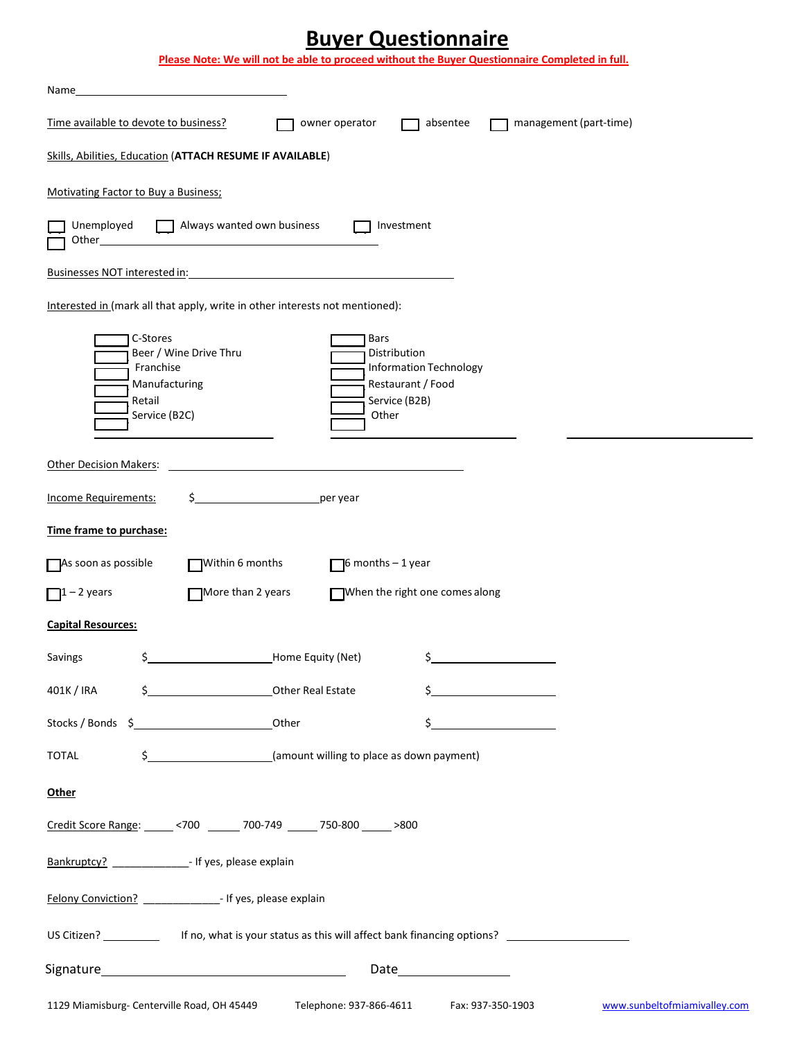# Buyer Questionnaire

**Please Note: We will not be able to proceed without the Buyer Questionnaire Completed in full.**

Name____________________________________

Time available to devote to business? ☐ owner operator ☐ absentee ☐ management (part-time)

Skills, Abilities, Education (**ATTACH RESUME IF AVAILABLE**)

Motivating Factor to Buy a Business;

☐ Unemployed ☐ Always wanted own business ☐ Investment
☐ Other_______________________________________________

Businesses NOT interested in: ______________________________________________

Interested in (mark all that apply, write in other interests not mentioned):

☐ C-Stores
☐ Beer / Wine Drive Thru
☐ Franchise
☐ Manufacturing
☐ Retail
☐ Service (B2C)

☐ Bars
☐ Distribution
☐ Information Technology
☐ Restaurant / Food
☐ Service (B2B)
☐ Other

______________________________ ______________________________ ______________________________

Other Decision Makers: ______________________________________________

Income Requirements: $______________________per year

**Time frame to purchase:**

☐ As soon as possible ☐ Within 6 months ☐ 6 months – 1 year

☐ 1 – 2 years ☐ More than 2 years ☐ When the right one comes along

**Capital Resources:**

Savings $______________________ Home Equity (Net) $______________________

401K / IRA $______________________ Other Real Estate $______________________

Stocks / Bonds $______________________ Other $______________________

TOTAL $______________________ (amount willing to place as down payment)

**Other**

Credit Score Range: _____ <700 _____ 700-749 _____ 750-800 _____ >800

Bankruptcy? _____________ - If yes, please explain

Felony Conviction? _____________ - If yes, please explain

US Citizen? __________ If no, what is your status as this will affect bank financing options? ______________________

Signature________________________________________ Date__________________

1129 Miamisburg- Centerville Road, OH 45449 Telephone: 937-866-4611 Fax: 937-350-1903 www.sunbeltofmiamivalley.com